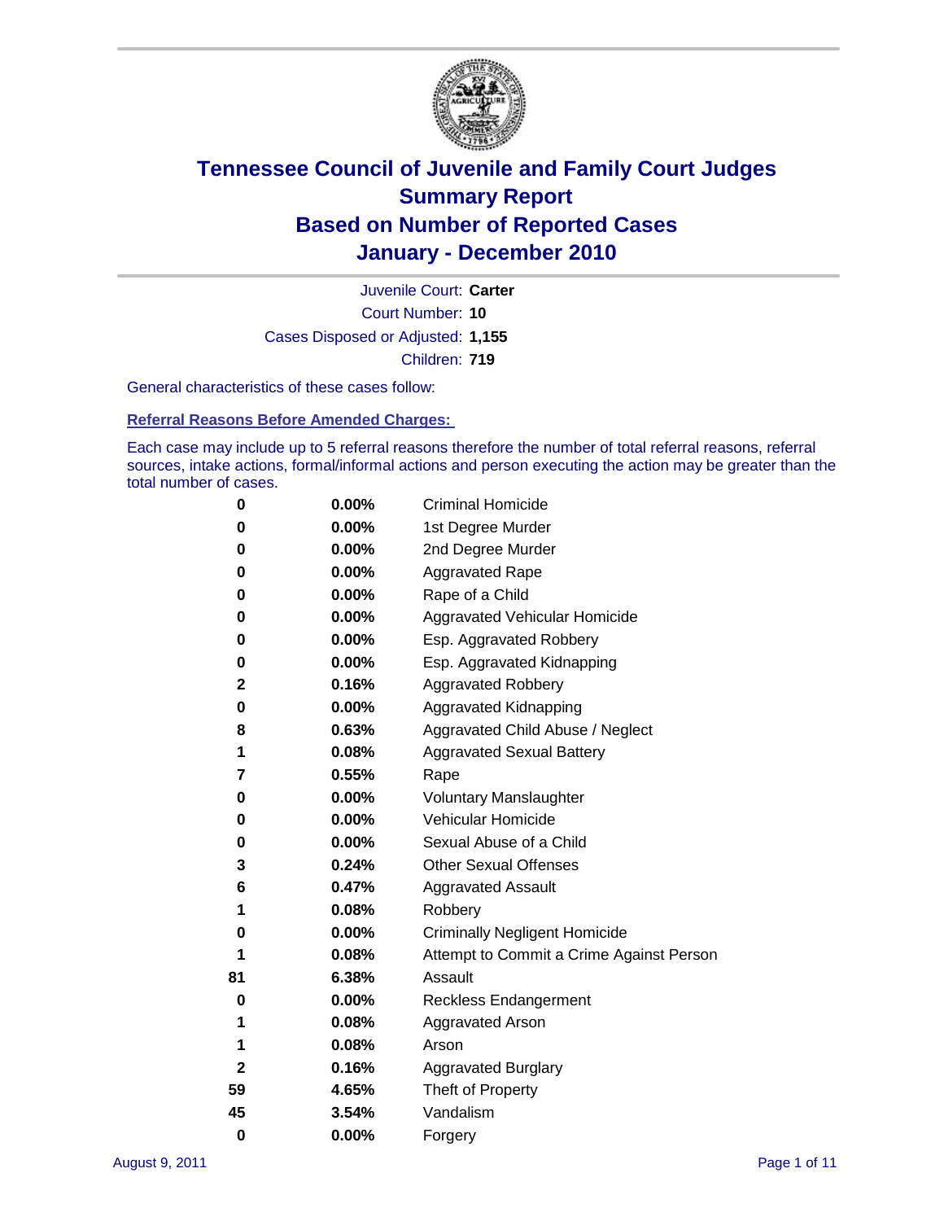# Tennessee Council of Juvenile and Family Court Judges
# Summary Report
# Based on Number of Reported Cases
# January - December 2010

Juvenile Court: **Carter**

Court Number: **10**

Cases Disposed or Adjusted: **1,155**

Children: **719**

General characteristics of these cases follow:

**Referral Reasons Before Amended Charges:**

Each case may include up to 5 referral reasons therefore the number of total referral reasons, referral sources, intake actions, formal/informal actions and person executing the action may be greater than the total number of cases.

| | | |
|---|---|---|
| 0 | 0.00% | Criminal Homicide |
| 0 | 0.00% | 1st Degree Murder |
| 0 | 0.00% | 2nd Degree Murder |
| 0 | 0.00% | Aggravated Rape |
| 0 | 0.00% | Rape of a Child |
| 0 | 0.00% | Aggravated Vehicular Homicide |
| 0 | 0.00% | Esp. Aggravated Robbery |
| 0 | 0.00% | Esp. Aggravated Kidnapping |
| 2 | 0.16% | Aggravated Robbery |
| 0 | 0.00% | Aggravated Kidnapping |
| 8 | 0.63% | Aggravated Child Abuse / Neglect |
| 1 | 0.08% | Aggravated Sexual Battery |
| 7 | 0.55% | Rape |
| 0 | 0.00% | Voluntary Manslaughter |
| 0 | 0.00% | Vehicular Homicide |
| 0 | 0.00% | Sexual Abuse of a Child |
| 3 | 0.24% | Other Sexual Offenses |
| 6 | 0.47% | Aggravated Assault |
| 1 | 0.08% | Robbery |
| 0 | 0.00% | Criminally Negligent Homicide |
| 1 | 0.08% | Attempt to Commit a Crime Against Person |
| 81 | 6.38% | Assault |
| 0 | 0.00% | Reckless Endangerment |
| 1 | 0.08% | Aggravated Arson |
| 1 | 0.08% | Arson |
| 2 | 0.16% | Aggravated Burglary |
| 59 | 4.65% | Theft of Property |
| 45 | 3.54% | Vandalism |
| 0 | 0.00% | Forgery |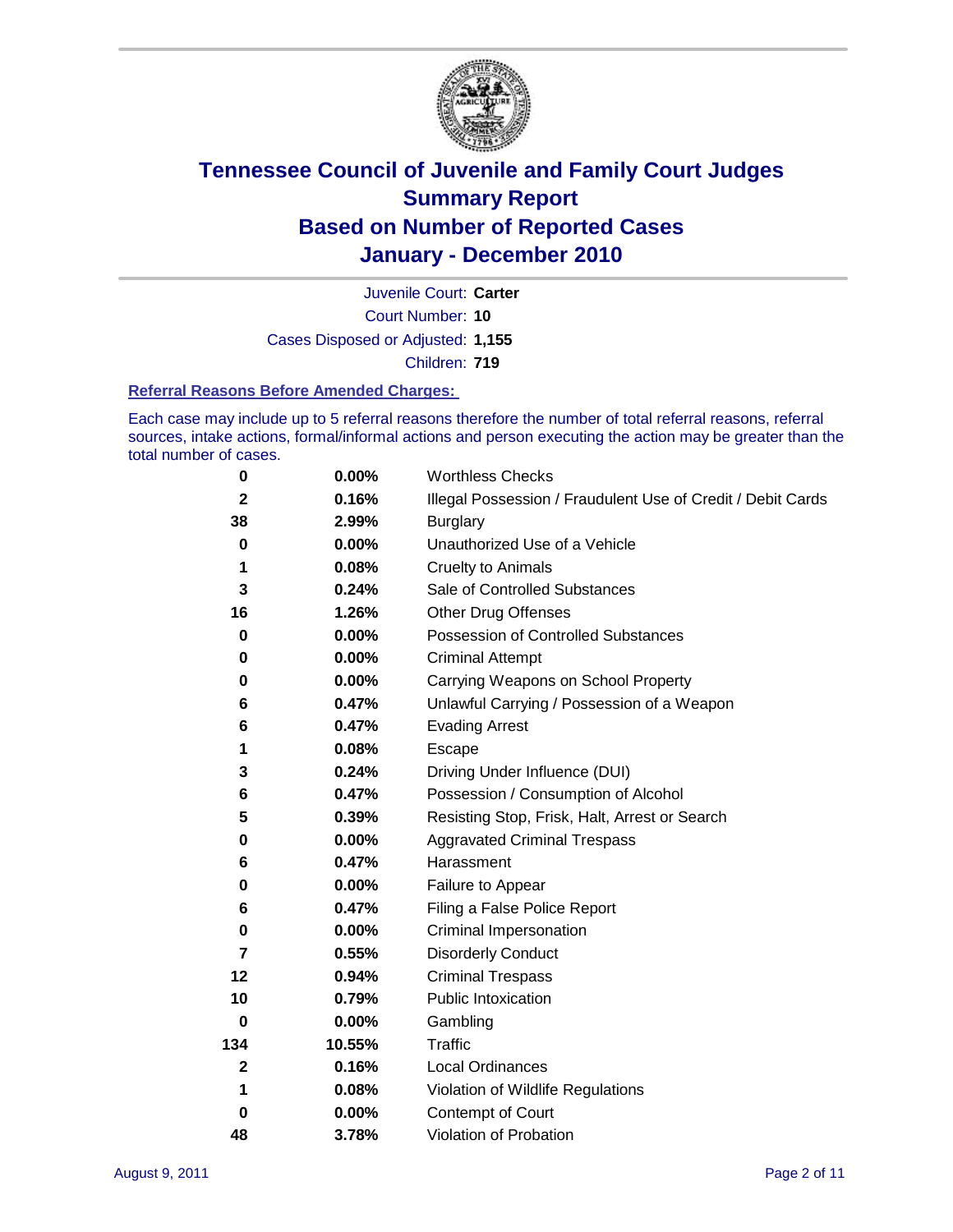# Tennessee Council of Juvenile and Family Court Judges
# Summary Report
# Based on Number of Reported Cases
# January - December 2010

Juvenile Court: **Carter**

Court Number: **10**

Cases Disposed or Adjusted: **1,155**

Children: **719**

### Referral Reasons Before Amended Charges:

Each case may include up to 5 referral reasons therefore the number of total referral reasons, referral sources, intake actions, formal/informal actions and person executing the action may be greater than the total number of cases.

| | | |
|---|---|---|
| 0 | 0.00% | Worthless Checks |
| 2 | 0.16% | Illegal Possession / Fraudulent Use of Credit / Debit Cards |
| 38 | 2.99% | Burglary |
| 0 | 0.00% | Unauthorized Use of a Vehicle |
| 1 | 0.08% | Cruelty to Animals |
| 3 | 0.24% | Sale of Controlled Substances |
| 16 | 1.26% | Other Drug Offenses |
| 0 | 0.00% | Possession of Controlled Substances |
| 0 | 0.00% | Criminal Attempt |
| 0 | 0.00% | Carrying Weapons on School Property |
| 6 | 0.47% | Unlawful Carrying / Possession of a Weapon |
| 6 | 0.47% | Evading Arrest |
| 1 | 0.08% | Escape |
| 3 | 0.24% | Driving Under Influence (DUI) |
| 6 | 0.47% | Possession / Consumption of Alcohol |
| 5 | 0.39% | Resisting Stop, Frisk, Halt, Arrest or Search |
| 0 | 0.00% | Aggravated Criminal Trespass |
| 6 | 0.47% | Harassment |
| 0 | 0.00% | Failure to Appear |
| 6 | 0.47% | Filing a False Police Report |
| 0 | 0.00% | Criminal Impersonation |
| 7 | 0.55% | Disorderly Conduct |
| 12 | 0.94% | Criminal Trespass |
| 10 | 0.79% | Public Intoxication |
| 0 | 0.00% | Gambling |
| 134 | 10.55% | Traffic |
| 2 | 0.16% | Local Ordinances |
| 1 | 0.08% | Violation of Wildlife Regulations |
| 0 | 0.00% | Contempt of Court |
| 48 | 3.78% | Violation of Probation |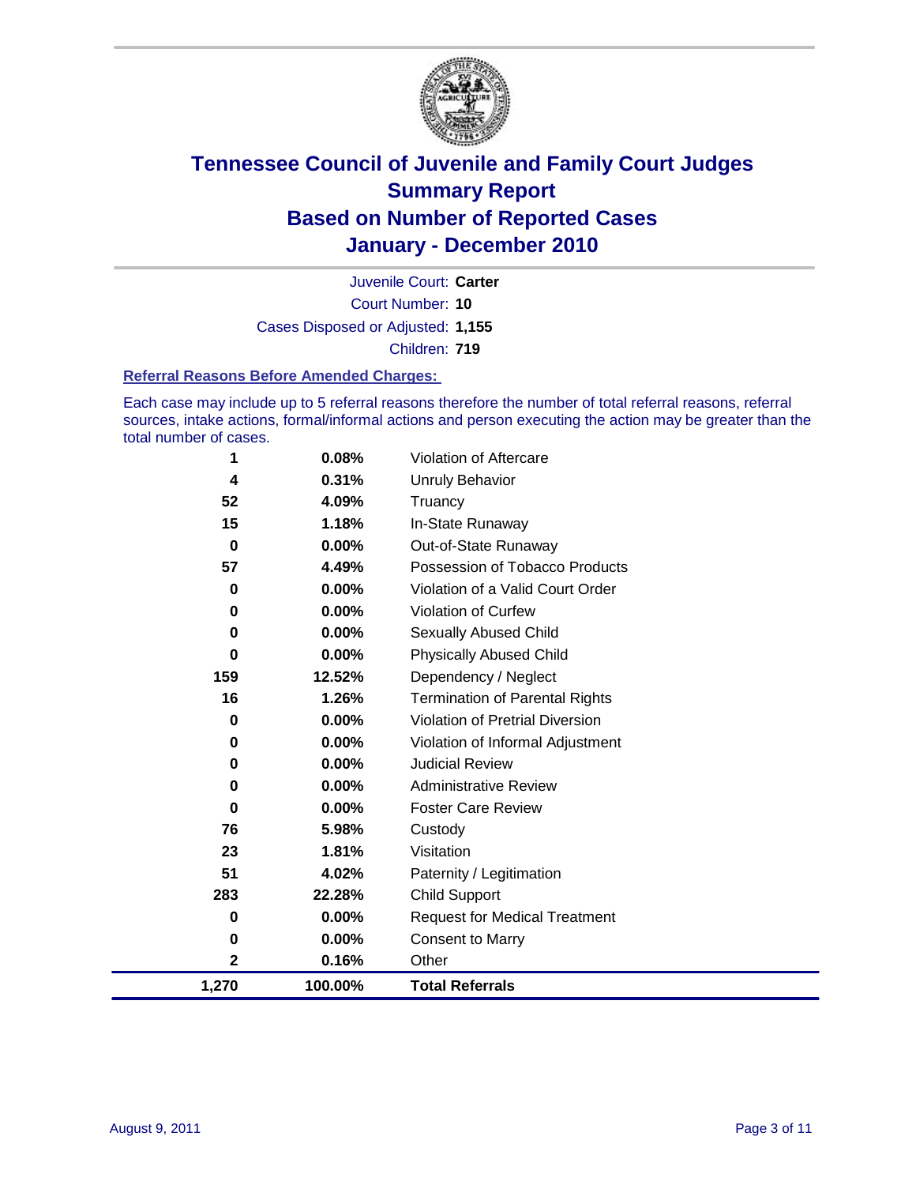# Tennessee Council of Juvenile and Family Court Judges
## Summary Report
## Based on Number of Reported Cases
## January - December 2010

Juvenile Court: **Carter**

Court Number: **10**

Cases Disposed or Adjusted: **1,155**

Children: **719**

### Referral Reasons Before Amended Charges:

Each case may include up to 5 referral reasons therefore the number of total referral reasons, referral sources, intake actions, formal/informal actions and person executing the action may be greater than the total number of cases.

| | | |
|---|---|---|
| 1 | 0.08% | Violation of Aftercare |
| 4 | 0.31% | Unruly Behavior |
| 52 | 4.09% | Truancy |
| 15 | 1.18% | In-State Runaway |
| 0 | 0.00% | Out-of-State Runaway |
| 57 | 4.49% | Possession of Tobacco Products |
| 0 | 0.00% | Violation of a Valid Court Order |
| 0 | 0.00% | Violation of Curfew |
| 0 | 0.00% | Sexually Abused Child |
| 0 | 0.00% | Physically Abused Child |
| 159 | 12.52% | Dependency / Neglect |
| 16 | 1.26% | Termination of Parental Rights |
| 0 | 0.00% | Violation of Pretrial Diversion |
| 0 | 0.00% | Violation of Informal Adjustment |
| 0 | 0.00% | Judicial Review |
| 0 | 0.00% | Administrative Review |
| 0 | 0.00% | Foster Care Review |
| 76 | 5.98% | Custody |
| 23 | 1.81% | Visitation |
| 51 | 4.02% | Paternity / Legitimation |
| 283 | 22.28% | Child Support |
| 0 | 0.00% | Request for Medical Treatment |
| 0 | 0.00% | Consent to Marry |
| 2 | 0.16% | Other |
| **1,270** | **100.00%** | **Total Referrals** |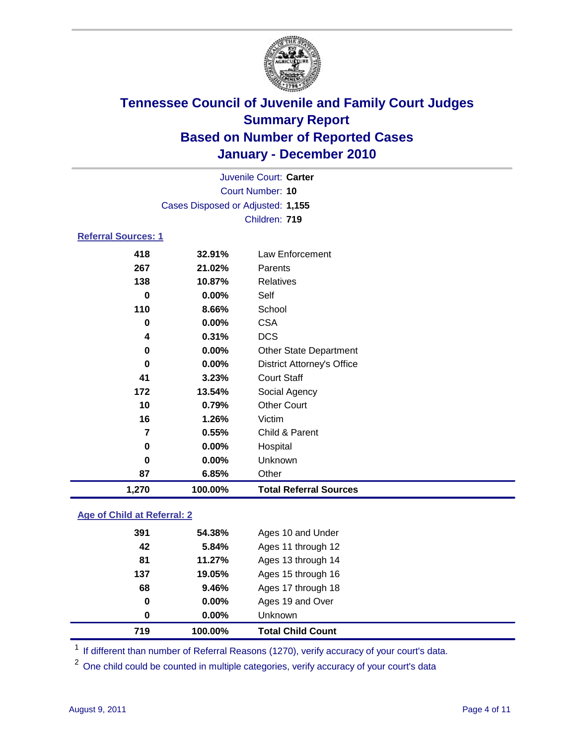# Tennessee Council of Juvenile and Family Court Judges
## Summary Report
## Based on Number of Reported Cases
## January - December 2010

Juvenile Court: **Carter**
Court Number: **10**
Cases Disposed or Adjusted: **1,155**
Children: **719**

### Referral Sources: 1

| | | |
|---|---|---|
| 418 | 32.91% | Law Enforcement |
| 267 | 21.02% | Parents |
| 138 | 10.87% | Relatives |
| 0 | 0.00% | Self |
| 110 | 8.66% | School |
| 0 | 0.00% | CSA |
| 4 | 0.31% | DCS |
| 0 | 0.00% | Other State Department |
| 0 | 0.00% | District Attorney's Office |
| 41 | 3.23% | Court Staff |
| 172 | 13.54% | Social Agency |
| 10 | 0.79% | Other Court |
| 16 | 1.26% | Victim |
| 7 | 0.55% | Child & Parent |
| 0 | 0.00% | Hospital |
| 0 | 0.00% | Unknown |
| 87 | 6.85% | Other |
| **1,270** | **100.00%** | **Total Referral Sources** |

### Age of Child at Referral: 2

| | | |
|---|---|---|
| 391 | 54.38% | Ages 10 and Under |
| 42 | 5.84% | Ages 11 through 12 |
| 81 | 11.27% | Ages 13 through 14 |
| 137 | 19.05% | Ages 15 through 16 |
| 68 | 9.46% | Ages 17 through 18 |
| 0 | 0.00% | Ages 19 and Over |
| 0 | 0.00% | Unknown |
| **719** | **100.00%** | **Total Child Count** |

[1] If different than number of Referral Reasons (1270), verify accuracy of your court's data.

[2] One child could be counted in multiple categories, verify accuracy of your court's data

August 9, 2011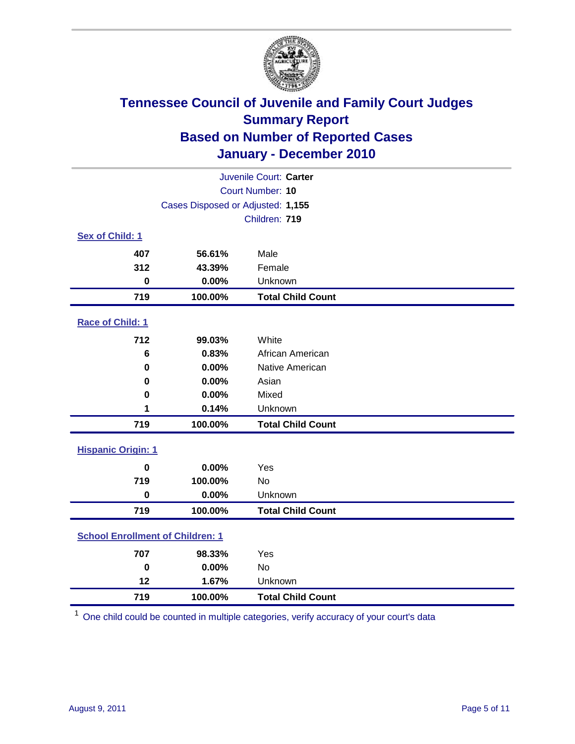# Tennessee Council of Juvenile and Family Court Judges
## Summary Report
## Based on Number of Reported Cases
## January - December 2010

Juvenile Court: **Carter**
Court Number: **10**
Cases Disposed or Adjusted: **1,155**
Children: **719**

### Sex of Child: 1

| | | |
|---|---|---|
| **407** | **56.61%** | Male |
| **312** | **43.39%** | Female |
| **0** | **0.00%** | Unknown |
| **719** | **100.00%** | **Total Child Count** |

### Race of Child: 1

| | | |
|---|---|---|
| **712** | **99.03%** | White |
| **6** | **0.83%** | African American |
| **0** | **0.00%** | Native American |
| **0** | **0.00%** | Asian |
| **0** | **0.00%** | Mixed |
| **1** | **0.14%** | Unknown |
| **719** | **100.00%** | **Total Child Count** |

### Hispanic Origin: 1

| | | |
|---|---|---|
| **0** | **0.00%** | Yes |
| **719** | **100.00%** | No |
| **0** | **0.00%** | Unknown |
| **719** | **100.00%** | **Total Child Count** |

### School Enrollment of Children: 1

| | | |
|---|---|---|
| **707** | **98.33%** | Yes |
| **0** | **0.00%** | No |
| **12** | **1.67%** | Unknown |
| **719** | **100.00%** | **Total Child Count** |

[1] One child could be counted in multiple categories, verify accuracy of your court's data

August 9, 2011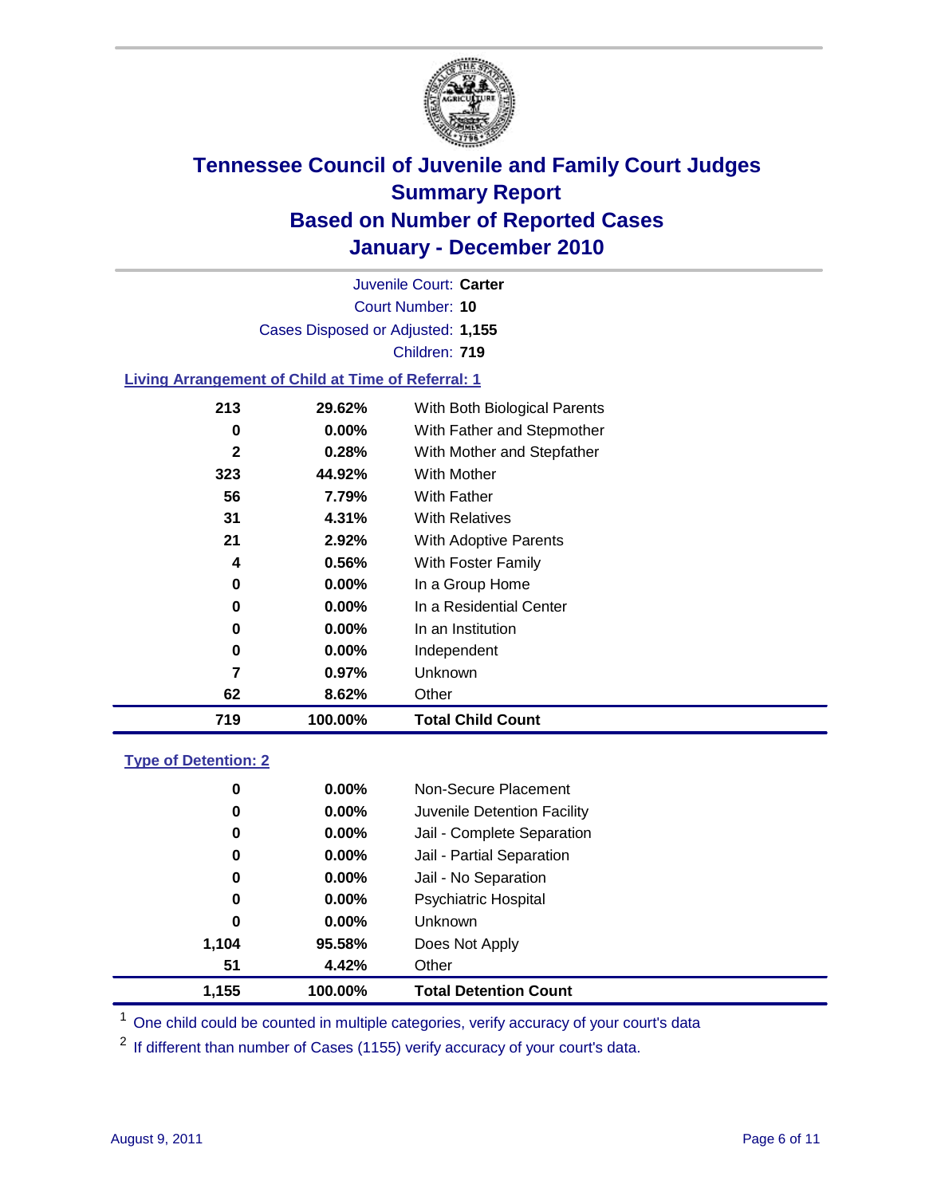# Tennessee Council of Juvenile and Family Court Judges
## Summary Report
## Based on Number of Reported Cases
## January - December 2010

Juvenile Court: **Carter**
Court Number: **10**
Cases Disposed or Adjusted: **1,155**
Children: **719**

### Living Arrangement of Child at Time of Referral: 1

| | | |
|---|---|---|
| 213 | 29.62% | With Both Biological Parents |
| 0 | 0.00% | With Father and Stepmother |
| 2 | 0.28% | With Mother and Stepfather |
| 323 | 44.92% | With Mother |
| 56 | 7.79% | With Father |
| 31 | 4.31% | With Relatives |
| 21 | 2.92% | With Adoptive Parents |
| 4 | 0.56% | With Foster Family |
| 0 | 0.00% | In a Group Home |
| 0 | 0.00% | In a Residential Center |
| 0 | 0.00% | In an Institution |
| 0 | 0.00% | Independent |
| 7 | 0.97% | Unknown |
| 62 | 8.62% | Other |
| **719** | **100.00%** | **Total Child Count** |

### Type of Detention: 2

| | | |
|---|---|---|
| 0 | 0.00% | Non-Secure Placement |
| 0 | 0.00% | Juvenile Detention Facility |
| 0 | 0.00% | Jail - Complete Separation |
| 0 | 0.00% | Jail - Partial Separation |
| 0 | 0.00% | Jail - No Separation |
| 0 | 0.00% | Psychiatric Hospital |
| 0 | 0.00% | Unknown |
| 1,104 | 95.58% | Does Not Apply |
| 51 | 4.42% | Other |
| **1,155** | **100.00%** | **Total Detention Count** |

[1] One child could be counted in multiple categories, verify accuracy of your court's data

[2] If different than number of Cases (1155) verify accuracy of your court's data.

August 9, 2011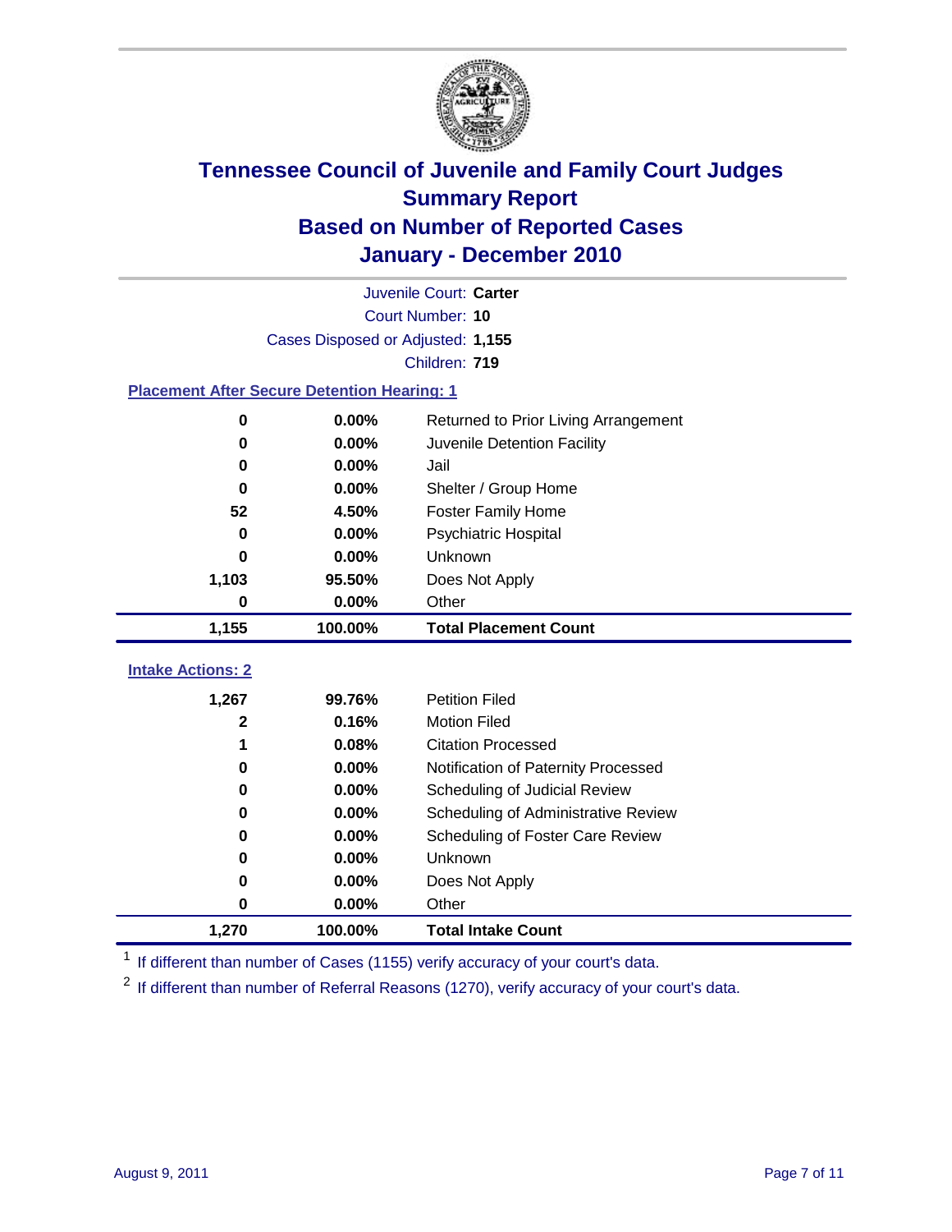# Tennessee Council of Juvenile and Family Court Judges
## Summary Report
## Based on Number of Reported Cases
## January - December 2010

Juvenile Court: **Carter**
Court Number: **10**
Cases Disposed or Adjusted: **1,155**
Children: **719**

### Placement After Secure Detention Hearing: 1

| | | |
|---|---|---|
| 0 | 0.00% | Returned to Prior Living Arrangement |
| 0 | 0.00% | Juvenile Detention Facility |
| 0 | 0.00% | Jail |
| 0 | 0.00% | Shelter / Group Home |
| 52 | 4.50% | Foster Family Home |
| 0 | 0.00% | Psychiatric Hospital |
| 0 | 0.00% | Unknown |
| 1,103 | 95.50% | Does Not Apply |
| 0 | 0.00% | Other |
| **1,155** | **100.00%** | **Total Placement Count** |

### Intake Actions: 2

| | | |
|---|---|---|
| 1,267 | 99.76% | Petition Filed |
| 2 | 0.16% | Motion Filed |
| 1 | 0.08% | Citation Processed |
| 0 | 0.00% | Notification of Paternity Processed |
| 0 | 0.00% | Scheduling of Judicial Review |
| 0 | 0.00% | Scheduling of Administrative Review |
| 0 | 0.00% | Scheduling of Foster Care Review |
| 0 | 0.00% | Unknown |
| 0 | 0.00% | Does Not Apply |
| 0 | 0.00% | Other |
| **1,270** | **100.00%** | **Total Intake Count** |

[1] If different than number of Cases (1155) verify accuracy of your court's data.

[2] If different than number of Referral Reasons (1270), verify accuracy of your court's data.

August 9, 2011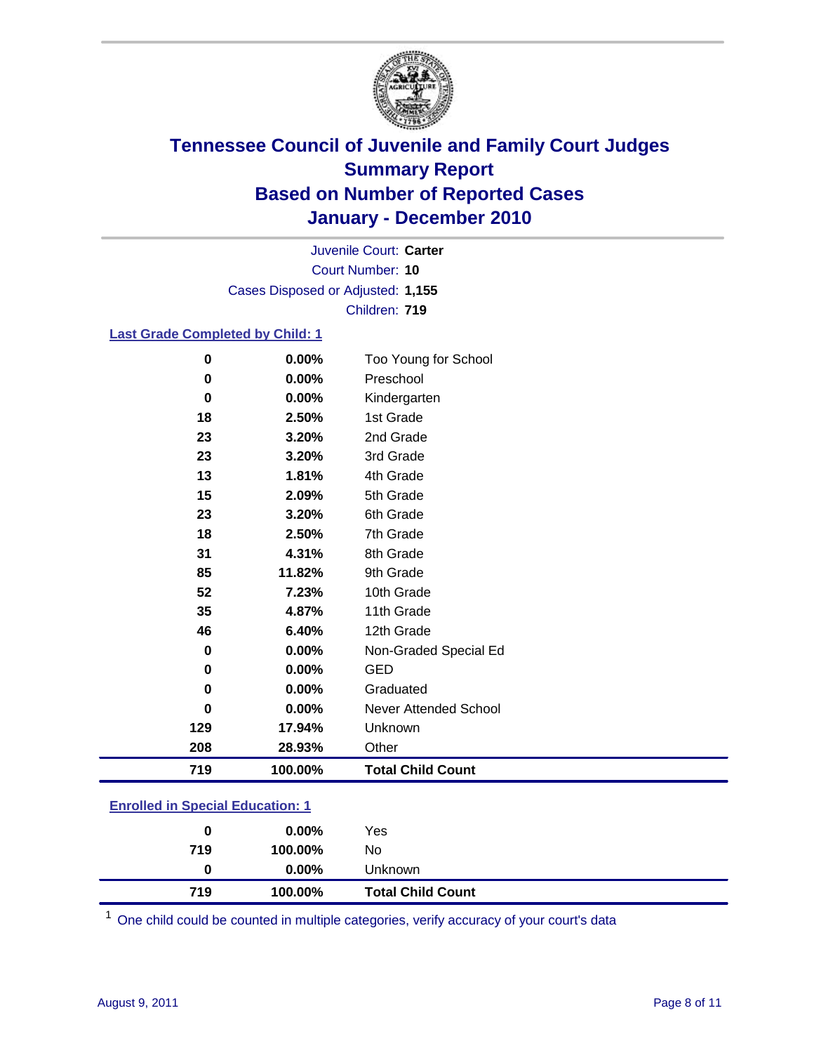# Tennessee Council of Juvenile and Family Court Judges
## Summary Report
## Based on Number of Reported Cases
## January - December 2010

Juvenile Court: **Carter**
Court Number: **10**
Cases Disposed or Adjusted: **1,155**
Children: **719**

### Last Grade Completed by Child: 1

| | | |
|---|---|---|
| 0 | 0.00% | Too Young for School |
| 0 | 0.00% | Preschool |
| 0 | 0.00% | Kindergarten |
| 18 | 2.50% | 1st Grade |
| 23 | 3.20% | 2nd Grade |
| 23 | 3.20% | 3rd Grade |
| 13 | 1.81% | 4th Grade |
| 15 | 2.09% | 5th Grade |
| 23 | 3.20% | 6th Grade |
| 18 | 2.50% | 7th Grade |
| 31 | 4.31% | 8th Grade |
| 85 | 11.82% | 9th Grade |
| 52 | 7.23% | 10th Grade |
| 35 | 4.87% | 11th Grade |
| 46 | 6.40% | 12th Grade |
| 0 | 0.00% | Non-Graded Special Ed |
| 0 | 0.00% | GED |
| 0 | 0.00% | Graduated |
| 0 | 0.00% | Never Attended School |
| 129 | 17.94% | Unknown |
| 208 | 28.93% | Other |
| **719** | **100.00%** | **Total Child Count** |

### Enrolled in Special Education: 1

| | | |
|---|---|---|
| 0 | 0.00% | Yes |
| 719 | 100.00% | No |
| 0 | 0.00% | Unknown |
| **719** | **100.00%** | **Total Child Count** |

[1] One child could be counted in multiple categories, verify accuracy of your court's data

August 9, 2011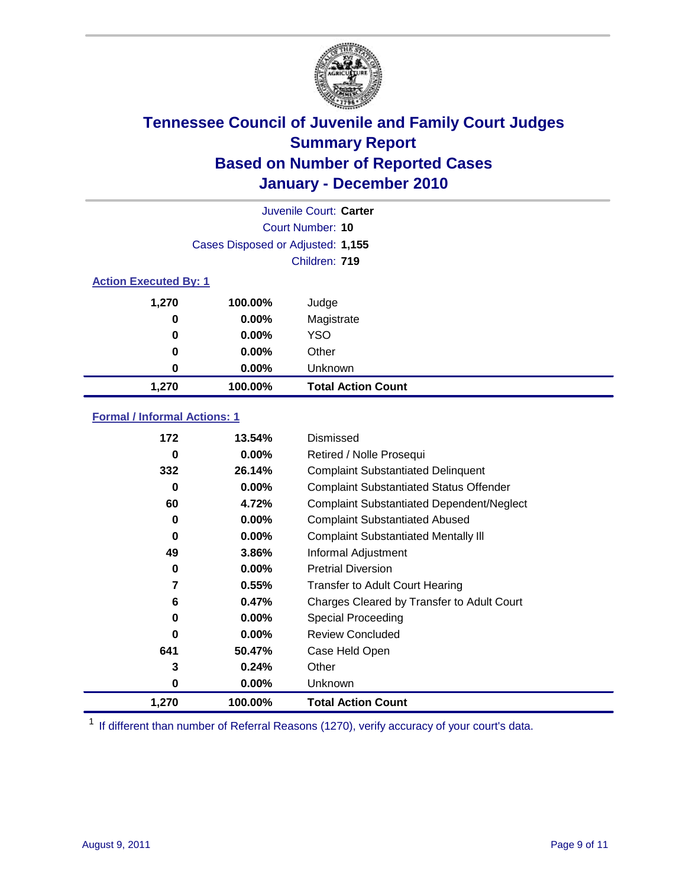# Tennessee Council of Juvenile and Family Court Judges
## Summary Report
## Based on Number of Reported Cases
## January - December 2010

Juvenile Court: **Carter**
Court Number: **10**
Cases Disposed or Adjusted: **1,155**
Children: **719**

### Action Executed By: 1

| | | |
|---|---|---|
| 1,270 | 100.00% | Judge |
| 0 | 0.00% | Magistrate |
| 0 | 0.00% | YSO |
| 0 | 0.00% | Other |
| 0 | 0.00% | Unknown |
| **1,270** | **100.00%** | **Total Action Count** |

### Formal / Informal Actions: 1

| | | |
|---|---|---|
| 172 | 13.54% | Dismissed |
| 0 | 0.00% | Retired / Nolle Prosequi |
| 332 | 26.14% | Complaint Substantiated Delinquent |
| 0 | 0.00% | Complaint Substantiated Status Offender |
| 60 | 4.72% | Complaint Substantiated Dependent/Neglect |
| 0 | 0.00% | Complaint Substantiated Abused |
| 0 | 0.00% | Complaint Substantiated Mentally Ill |
| 49 | 3.86% | Informal Adjustment |
| 0 | 0.00% | Pretrial Diversion |
| 7 | 0.55% | Transfer to Adult Court Hearing |
| 6 | 0.47% | Charges Cleared by Transfer to Adult Court |
| 0 | 0.00% | Special Proceeding |
| 0 | 0.00% | Review Concluded |
| 641 | 50.47% | Case Held Open |
| 3 | 0.24% | Other |
| 0 | 0.00% | Unknown |
| **1,270** | **100.00%** | **Total Action Count** |

[1] If different than number of Referral Reasons (1270), verify accuracy of your court's data.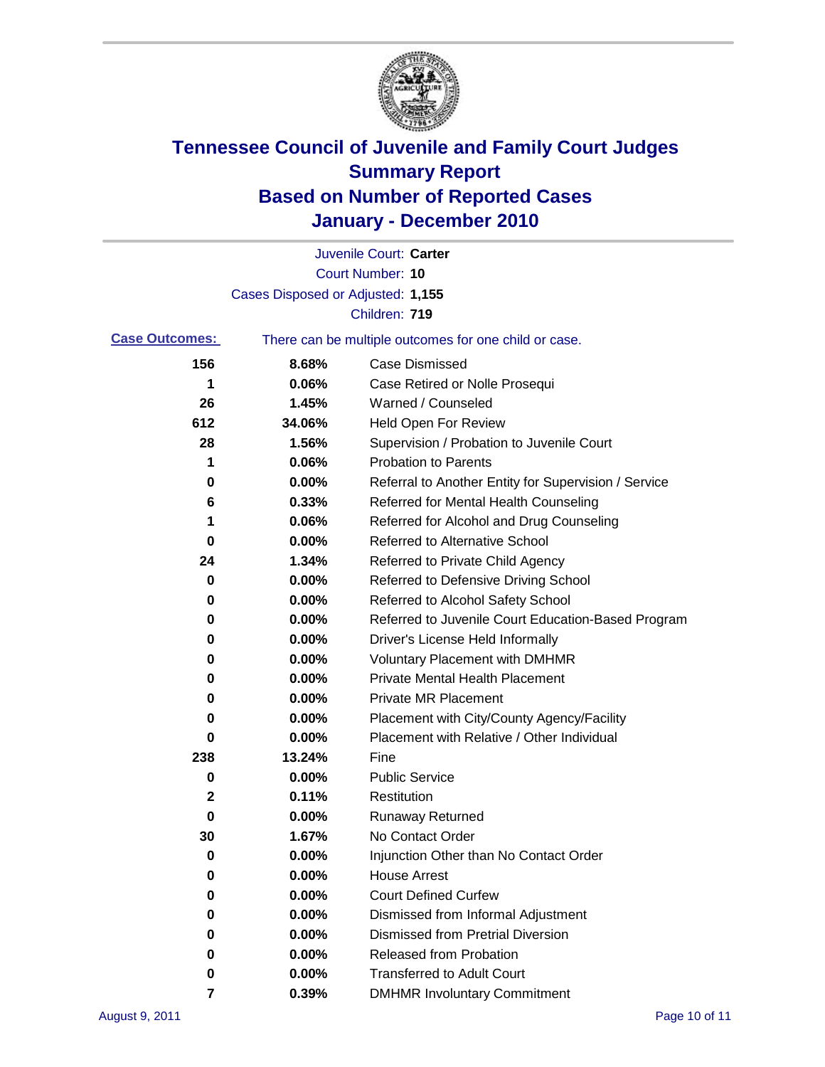# Tennessee Council of Juvenile and Family Court Judges
## Summary Report
## Based on Number of Reported Cases
## January - December 2010

Juvenile Court: **Carter**
Court Number: **10**
Cases Disposed or Adjusted: **1,155**
Children: **719**

**Case Outcomes:** There can be multiple outcomes for one child or case.

| | | |
|---|---|---|
| 156 | 8.68% | Case Dismissed |
| 1 | 0.06% | Case Retired or Nolle Prosequi |
| 26 | 1.45% | Warned / Counseled |
| 612 | 34.06% | Held Open For Review |
| 28 | 1.56% | Supervision / Probation to Juvenile Court |
| 1 | 0.06% | Probation to Parents |
| 0 | 0.00% | Referral to Another Entity for Supervision / Service |
| 6 | 0.33% | Referred for Mental Health Counseling |
| 1 | 0.06% | Referred for Alcohol and Drug Counseling |
| 0 | 0.00% | Referred to Alternative School |
| 24 | 1.34% | Referred to Private Child Agency |
| 0 | 0.00% | Referred to Defensive Driving School |
| 0 | 0.00% | Referred to Alcohol Safety School |
| 0 | 0.00% | Referred to Juvenile Court Education-Based Program |
| 0 | 0.00% | Driver's License Held Informally |
| 0 | 0.00% | Voluntary Placement with DMHMR |
| 0 | 0.00% | Private Mental Health Placement |
| 0 | 0.00% | Private MR Placement |
| 0 | 0.00% | Placement with City/County Agency/Facility |
| 0 | 0.00% | Placement with Relative / Other Individual |
| 238 | 13.24% | Fine |
| 0 | 0.00% | Public Service |
| 2 | 0.11% | Restitution |
| 0 | 0.00% | Runaway Returned |
| 30 | 1.67% | No Contact Order |
| 0 | 0.00% | Injunction Other than No Contact Order |
| 0 | 0.00% | House Arrest |
| 0 | 0.00% | Court Defined Curfew |
| 0 | 0.00% | Dismissed from Informal Adjustment |
| 0 | 0.00% | Dismissed from Pretrial Diversion |
| 0 | 0.00% | Released from Probation |
| 0 | 0.00% | Transferred to Adult Court |
| 7 | 0.39% | DMHMR Involuntary Commitment |

August 9, 2011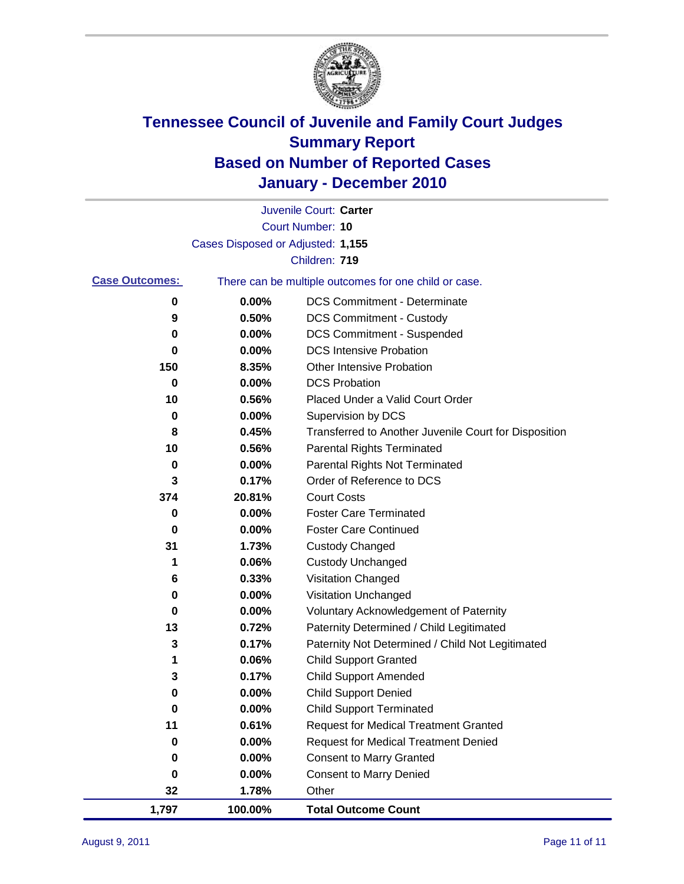# Tennessee Council of Juvenile and Family Court Judges
## Summary Report
## Based on Number of Reported Cases
## January - December 2010

Juvenile Court: **Carter**
Court Number: **10**
Cases Disposed or Adjusted: **1,155**
Children: **719**

**Case Outcomes:** There can be multiple outcomes for one child or case.

| | | |
|---|---|---|
| 0 | 0.00% | DCS Commitment - Determinate |
| 9 | 0.50% | DCS Commitment - Custody |
| 0 | 0.00% | DCS Commitment - Suspended |
| 0 | 0.00% | DCS Intensive Probation |
| 150 | 8.35% | Other Intensive Probation |
| 0 | 0.00% | DCS Probation |
| 10 | 0.56% | Placed Under a Valid Court Order |
| 0 | 0.00% | Supervision by DCS |
| 8 | 0.45% | Transferred to Another Juvenile Court for Disposition |
| 10 | 0.56% | Parental Rights Terminated |
| 0 | 0.00% | Parental Rights Not Terminated |
| 3 | 0.17% | Order of Reference to DCS |
| 374 | 20.81% | Court Costs |
| 0 | 0.00% | Foster Care Terminated |
| 0 | 0.00% | Foster Care Continued |
| 31 | 1.73% | Custody Changed |
| 1 | 0.06% | Custody Unchanged |
| 6 | 0.33% | Visitation Changed |
| 0 | 0.00% | Visitation Unchanged |
| 0 | 0.00% | Voluntary Acknowledgement of Paternity |
| 13 | 0.72% | Paternity Determined / Child Legitimated |
| 3 | 0.17% | Paternity Not Determined / Child Not Legitimated |
| 1 | 0.06% | Child Support Granted |
| 3 | 0.17% | Child Support Amended |
| 0 | 0.00% | Child Support Denied |
| 0 | 0.00% | Child Support Terminated |
| 11 | 0.61% | Request for Medical Treatment Granted |
| 0 | 0.00% | Request for Medical Treatment Denied |
| 0 | 0.00% | Consent to Marry Granted |
| 0 | 0.00% | Consent to Marry Denied |
| 32 | 1.78% | Other |
| **1,797** | **100.00%** | **Total Outcome Count** |